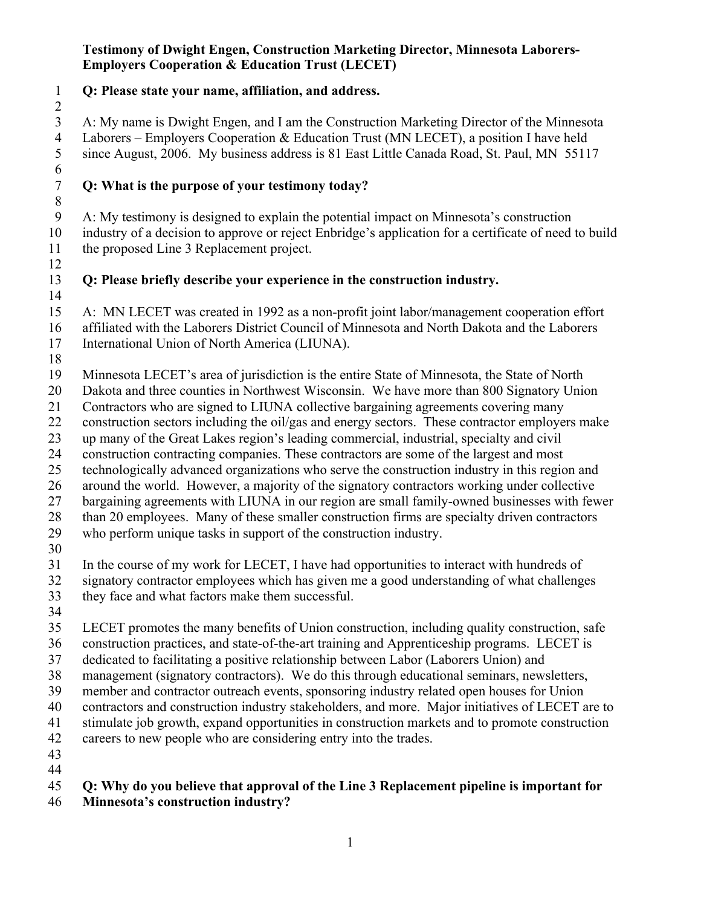**Testimony of Dwight Engen, Construction Marketing Director, Minnesota Laborers-Employers Cooperation & Education Trust (LECET)**

**Q: Please state your name, affiliation, and address.**

A: My name is Dwight Engen, and I am the Construction Marketing Director of the Minnesota Laborers – Employers Cooperation & Education Trust (MN LECET), a position I have held since August, 2006. My business address is 81 East Little Canada Road, St. Paul, MN 55117

**Q: What is the purpose of your testimony today?**

A: My testimony is designed to explain the potential impact on Minnesota's construction industry of a decision to approve or reject Enbridge's application for a certificate of need to build the proposed Line 3 Replacement project.

**Q: Please briefly describe your experience in the construction industry.**

A: MN LECET was created in 1992 as a non-profit joint labor/management cooperation effort affiliated with the Laborers District Council of Minnesota and North Dakota and the Laborers International Union of North America (LIUNA).

Minnesota LECET's area of jurisdiction is the entire State of Minnesota, the State of North Dakota and three counties in Northwest Wisconsin. We have more than 800 Signatory Union Contractors who are signed to LIUNA collective bargaining agreements covering many construction sectors including the oil/gas and energy sectors. These contractor employers make up many of the Great Lakes region's leading commercial, industrial, specialty and civil construction contracting companies. These contractors are some of the largest and most technologically advanced organizations who serve the construction industry in this region and around the world. However, a majority of the signatory contractors working under collective bargaining agreements with LIUNA in our region are small family-owned businesses with fewer than 20 employees. Many of these smaller construction firms are specialty driven contractors who perform unique tasks in support of the construction industry.

In the course of my work for LECET, I have had opportunities to interact with hundreds of signatory contractor employees which has given me a good understanding of what challenges they face and what factors make them successful.

LECET promotes the many benefits of Union construction, including quality construction, safe construction practices, and state-of-the-art training and Apprenticeship programs. LECET is dedicated to facilitating a positive relationship between Labor (Laborers Union) and management (signatory contractors). We do this through educational seminars, newsletters, member and contractor outreach events, sponsoring industry related open houses for Union contractors and construction industry stakeholders, and more. Major initiatives of LECET are to stimulate job growth, expand opportunities in construction markets and to promote construction careers to new people who are considering entry into the trades.

**Q: Why do you believe that approval of the Line 3 Replacement pipeline is important for Minnesota's construction industry?**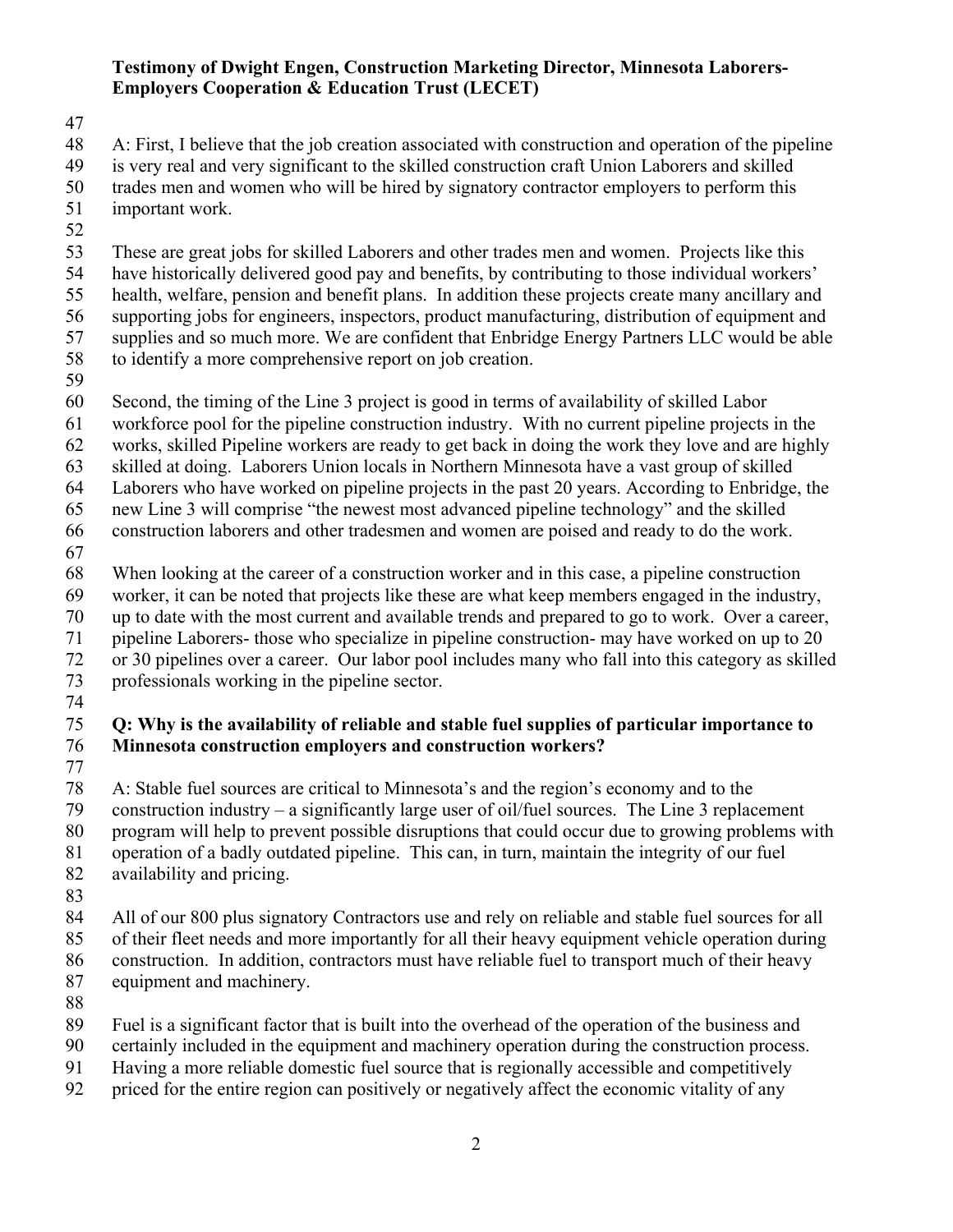**Testimony of Dwight Engen, Construction Marketing Director, Minnesota Laborers-Employers Cooperation & Education Trust (LECET)**

A: First, I believe that the job creation associated with construction and operation of the pipeline is very real and very significant to the skilled construction craft Union Laborers and skilled trades men and women who will be hired by signatory contractor employers to perform this important work.

These are great jobs for skilled Laborers and other trades men and women. Projects like this have historically delivered good pay and benefits, by contributing to those individual workers' health, welfare, pension and benefit plans. In addition these projects create many ancillary and supporting jobs for engineers, inspectors, product manufacturing, distribution of equipment and supplies and so much more. We are confident that Enbridge Energy Partners LLC would be able to identify a more comprehensive report on job creation.

Second, the timing of the Line 3 project is good in terms of availability of skilled Labor workforce pool for the pipeline construction industry. With no current pipeline projects in the works, skilled Pipeline workers are ready to get back in doing the work they love and are highly skilled at doing. Laborers Union locals in Northern Minnesota have a vast group of skilled Laborers who have worked on pipeline projects in the past 20 years. According to Enbridge, the new Line 3 will comprise "the newest most advanced pipeline technology" and the skilled construction laborers and other tradesmen and women are poised and ready to do the work.

When looking at the career of a construction worker and in this case, a pipeline construction worker, it can be noted that projects like these are what keep members engaged in the industry, up to date with the most current and available trends and prepared to go to work. Over a career, pipeline Laborers- those who specialize in pipeline construction- may have worked on up to 20 or 30 pipelines over a career. Our labor pool includes many who fall into this category as skilled professionals working in the pipeline sector.

**Q: Why is the availability of reliable and stable fuel supplies of particular importance to Minnesota construction employers and construction workers?**

A: Stable fuel sources are critical to Minnesota's and the region's economy and to the construction industry – a significantly large user of oil/fuel sources. The Line 3 replacement program will help to prevent possible disruptions that could occur due to growing problems with operation of a badly outdated pipeline. This can, in turn, maintain the integrity of our fuel availability and pricing.

All of our 800 plus signatory Contractors use and rely on reliable and stable fuel sources for all of their fleet needs and more importantly for all their heavy equipment vehicle operation during construction. In addition, contractors must have reliable fuel to transport much of their heavy equipment and machinery.

Fuel is a significant factor that is built into the overhead of the operation of the business and certainly included in the equipment and machinery operation during the construction process. Having a more reliable domestic fuel source that is regionally accessible and competitively priced for the entire region can positively or negatively affect the economic vitality of any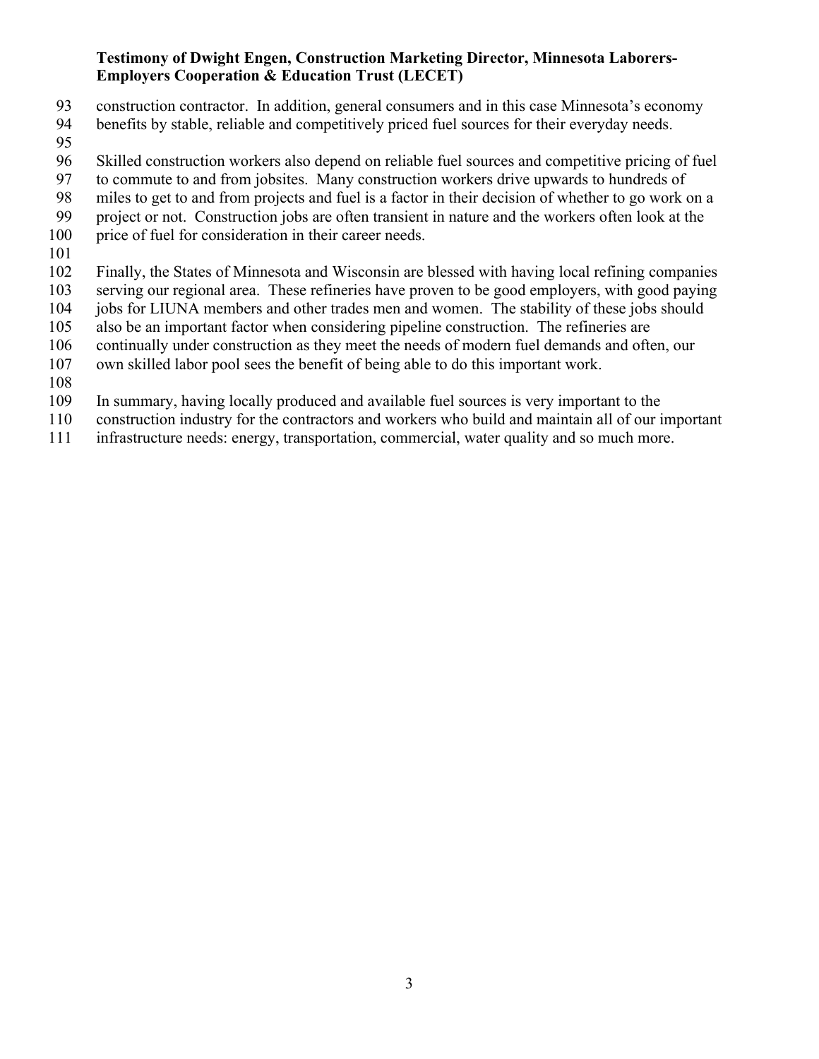construction contractor. In addition, general consumers and in this case Minnesota's economy benefits by stable, reliable and competitively priced fuel sources for their everyday needs.

Skilled construction workers also depend on reliable fuel sources and competitive pricing of fuel to commute to and from jobsites. Many construction workers drive upwards to hundreds of miles to get to and from projects and fuel is a factor in their decision of whether to go work on a project or not. Construction jobs are often transient in nature and the workers often look at the price of fuel for consideration in their career needs.

Finally, the States of Minnesota and Wisconsin are blessed with having local refining companies serving our regional area. These refineries have proven to be good employers, with good paying jobs for LIUNA members and other trades men and women. The stability of these jobs should also be an important factor when considering pipeline construction. The refineries are continually under construction as they meet the needs of modern fuel demands and often, our own skilled labor pool sees the benefit of being able to do this important work.

In summary, having locally produced and available fuel sources is very important to the construction industry for the contractors and workers who build and maintain all of our important infrastructure needs: energy, transportation, commercial, water quality and so much more.